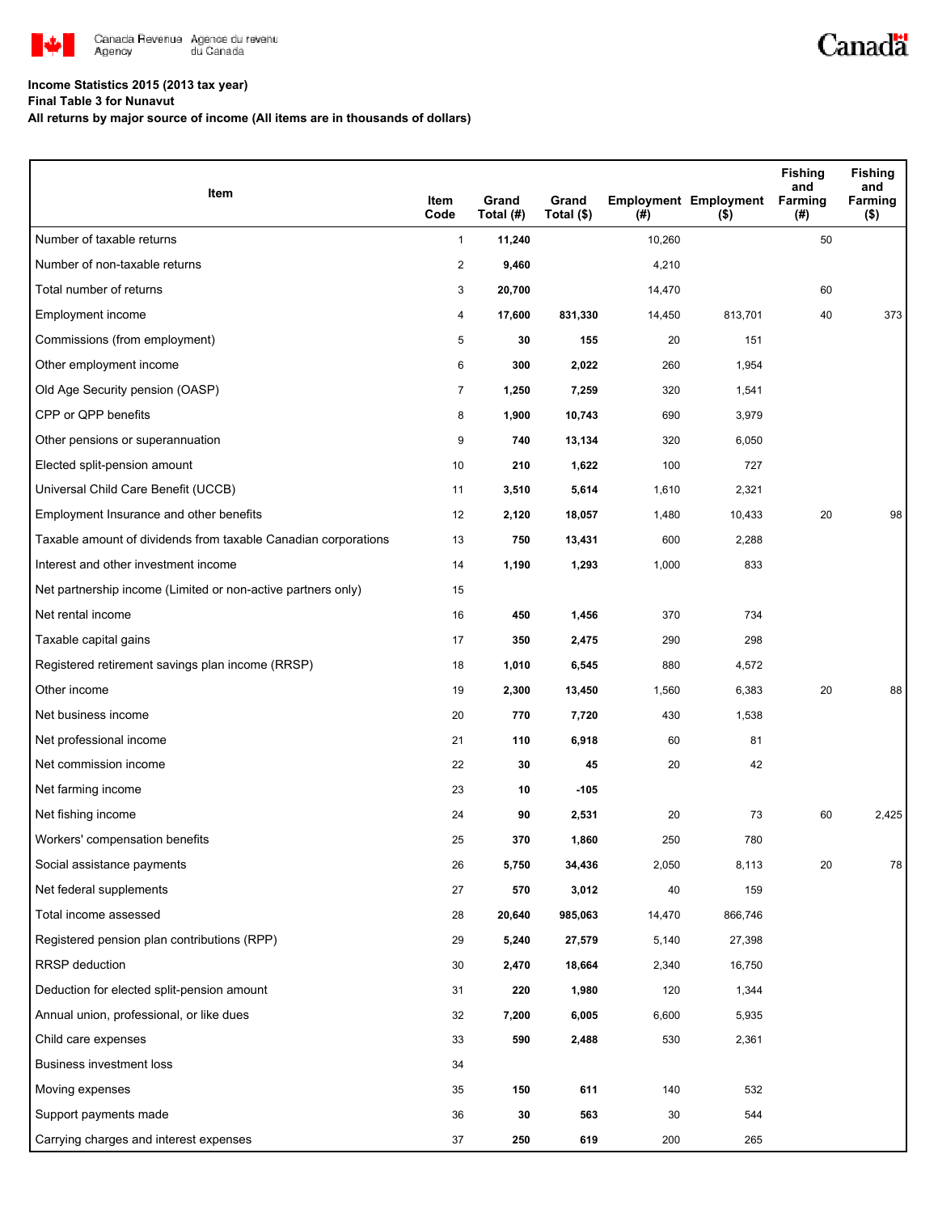Canada Revenue Agency / Agence du revenu du Canada

Canada

**Income Statistics 2015 (2013 tax year)**

**Final Table 3 for Nunavut**

**All returns by major source of income (All items are in thousands of dollars)**

| Item | Item Code | Grand Total (#) | Grand Total ($) | Employment (#) | Employment ($) | Fishing and Farming (#) | Fishing and Farming ($) |
|---|---|---|---|---|---|---|---|
| Number of taxable returns | 1 | **11,240** | | 10,260 | | 50 | |
| Number of non-taxable returns | 2 | **9,460** | | 4,210 | | | |
| Total number of returns | 3 | **20,700** | | 14,470 | | 60 | |
| Employment income | 4 | **17,600** | **831,330** | 14,450 | 813,701 | 40 | 373 |
| Commissions (from employment) | 5 | **30** | **155** | 20 | 151 | | |
| Other employment income | 6 | **300** | **2,022** | 260 | 1,954 | | |
| Old Age Security pension (OASP) | 7 | **1,250** | **7,259** | 320 | 1,541 | | |
| CPP or QPP benefits | 8 | **1,900** | **10,743** | 690 | 3,979 | | |
| Other pensions or superannuation | 9 | **740** | **13,134** | 320 | 6,050 | | |
| Elected split-pension amount | 10 | **210** | **1,622** | 100 | 727 | | |
| Universal Child Care Benefit (UCCB) | 11 | **3,510** | **5,614** | 1,610 | 2,321 | | |
| Employment Insurance and other benefits | 12 | **2,120** | **18,057** | 1,480 | 10,433 | 20 | 98 |
| Taxable amount of dividends from taxable Canadian corporations | 13 | **750** | **13,431** | 600 | 2,288 | | |
| Interest and other investment income | 14 | **1,190** | **1,293** | 1,000 | 833 | | |
| Net partnership income (Limited or non-active partners only) | 15 | | | | | | |
| Net rental income | 16 | **450** | **1,456** | 370 | 734 | | |
| Taxable capital gains | 17 | **350** | **2,475** | 290 | 298 | | |
| Registered retirement savings plan income (RRSP) | 18 | **1,010** | **6,545** | 880 | 4,572 | | |
| Other income | 19 | **2,300** | **13,450** | 1,560 | 6,383 | 20 | 88 |
| Net business income | 20 | **770** | **7,720** | 430 | 1,538 | | |
| Net professional income | 21 | **110** | **6,918** | 60 | 81 | | |
| Net commission income | 22 | **30** | **45** | 20 | 42 | | |
| Net farming income | 23 | **10** | **-105** | | | | |
| Net fishing income | 24 | **90** | **2,531** | 20 | 73 | 60 | 2,425 |
| Workers' compensation benefits | 25 | **370** | **1,860** | 250 | 780 | | |
| Social assistance payments | 26 | **5,750** | **34,436** | 2,050 | 8,113 | 20 | 78 |
| Net federal supplements | 27 | **570** | **3,012** | 40 | 159 | | |
| Total income assessed | 28 | **20,640** | **985,063** | 14,470 | 866,746 | | |
| Registered pension plan contributions (RPP) | 29 | **5,240** | **27,579** | 5,140 | 27,398 | | |
| RRSP deduction | 30 | **2,470** | **18,664** | 2,340 | 16,750 | | |
| Deduction for elected split-pension amount | 31 | **220** | **1,980** | 120 | 1,344 | | |
| Annual union, professional, or like dues | 32 | **7,200** | **6,005** | 6,600 | 5,935 | | |
| Child care expenses | 33 | **590** | **2,488** | 530 | 2,361 | | |
| Business investment loss | 34 | | | | | | |
| Moving expenses | 35 | **150** | **611** | 140 | 532 | | |
| Support payments made | 36 | **30** | **563** | 30 | 544 | | |
| Carrying charges and interest expenses | 37 | **250** | **619** | 200 | 265 | | |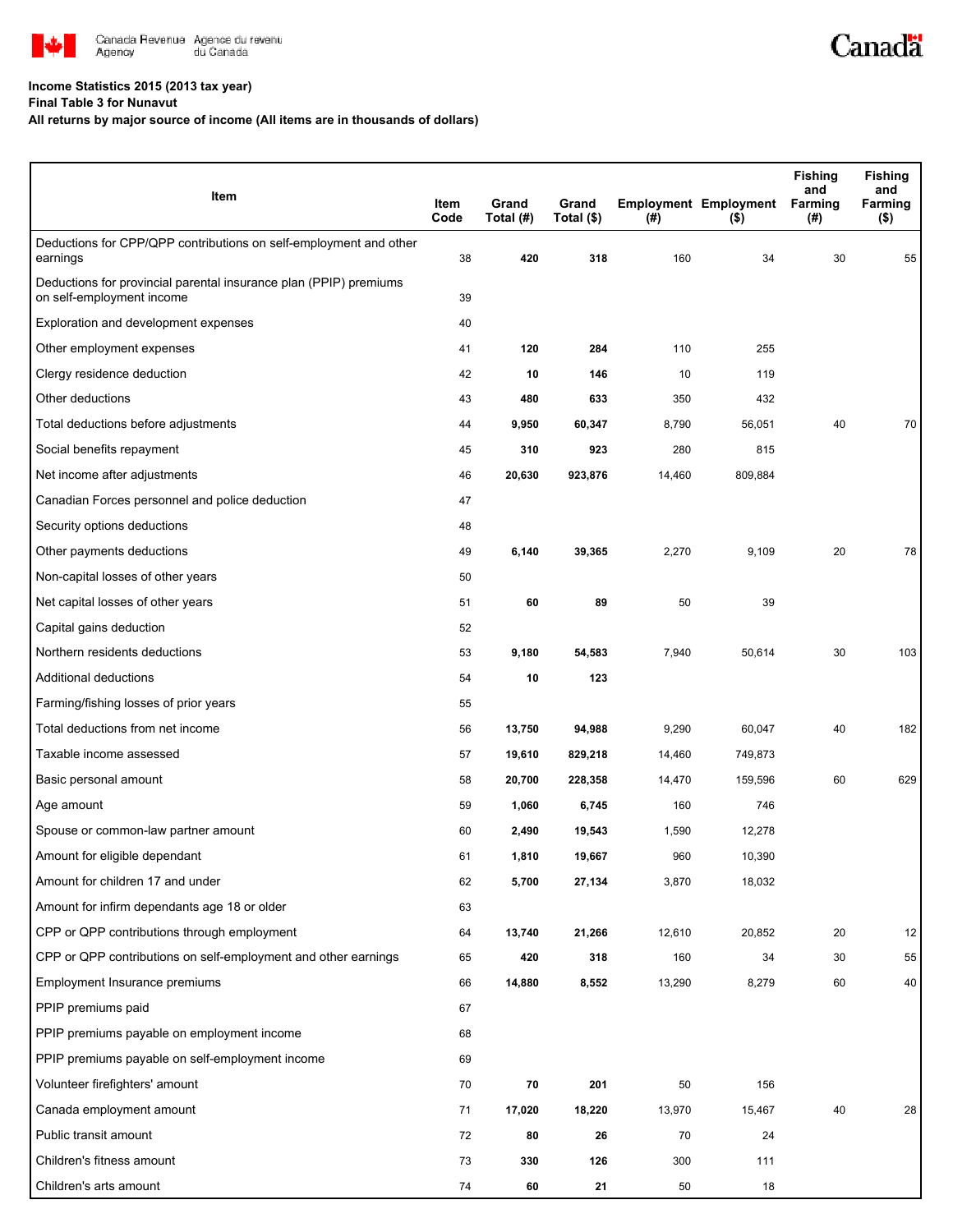**Income Statistics 2015 (2013 tax year)**
**Final Table 3 for Nunavut**
**All returns by major source of income (All items are in thousands of dollars)**

| Item | Item Code | Grand Total (#) | Grand Total ($) | Employment (#) | Employment ($) | Fishing and Farming (#) | Fishing and Farming ($) |
|---|---|---|---|---|---|---|---|
| Deductions for CPP/QPP contributions on self-employment and other earnings | 38 | **420** | **318** | 160 | 34 | 30 | 55 |
| Deductions for provincial parental insurance plan (PPIP) premiums on self-employment income | 39 | | | | | | |
| Exploration and development expenses | 40 | | | | | | |
| Other employment expenses | 41 | **120** | **284** | 110 | 255 | | |
| Clergy residence deduction | 42 | **10** | **146** | 10 | 119 | | |
| Other deductions | 43 | **480** | **633** | 350 | 432 | | |
| Total deductions before adjustments | 44 | **9,950** | **60,347** | 8,790 | 56,051 | 40 | 70 |
| Social benefits repayment | 45 | **310** | **923** | 280 | 815 | | |
| Net income after adjustments | 46 | **20,630** | **923,876** | 14,460 | 809,884 | | |
| Canadian Forces personnel and police deduction | 47 | | | | | | |
| Security options deductions | 48 | | | | | | |
| Other payments deductions | 49 | **6,140** | **39,365** | 2,270 | 9,109 | 20 | 78 |
| Non-capital losses of other years | 50 | | | | | | |
| Net capital losses of other years | 51 | **60** | **89** | 50 | 39 | | |
| Capital gains deduction | 52 | | | | | | |
| Northern residents deductions | 53 | **9,180** | **54,583** | 7,940 | 50,614 | 30 | 103 |
| Additional deductions | 54 | **10** | **123** | | | | |
| Farming/fishing losses of prior years | 55 | | | | | | |
| Total deductions from net income | 56 | **13,750** | **94,988** | 9,290 | 60,047 | 40 | 182 |
| Taxable income assessed | 57 | **19,610** | **829,218** | 14,460 | 749,873 | | |
| Basic personal amount | 58 | **20,700** | **228,358** | 14,470 | 159,596 | 60 | 629 |
| Age amount | 59 | **1,060** | **6,745** | 160 | 746 | | |
| Spouse or common-law partner amount | 60 | **2,490** | **19,543** | 1,590 | 12,278 | | |
| Amount for eligible dependant | 61 | **1,810** | **19,667** | 960 | 10,390 | | |
| Amount for children 17 and under | 62 | **5,700** | **27,134** | 3,870 | 18,032 | | |
| Amount for infirm dependants age 18 or older | 63 | | | | | | |
| CPP or QPP contributions through employment | 64 | **13,740** | **21,266** | 12,610 | 20,852 | 20 | 12 |
| CPP or QPP contributions on self-employment and other earnings | 65 | **420** | **318** | 160 | 34 | 30 | 55 |
| Employment Insurance premiums | 66 | **14,880** | **8,552** | 13,290 | 8,279 | 60 | 40 |
| PPIP premiums paid | 67 | | | | | | |
| PPIP premiums payable on employment income | 68 | | | | | | |
| PPIP premiums payable on self-employment income | 69 | | | | | | |
| Volunteer firefighters' amount | 70 | **70** | **201** | 50 | 156 | | |
| Canada employment amount | 71 | **17,020** | **18,220** | 13,970 | 15,467 | 40 | 28 |
| Public transit amount | 72 | **80** | **26** | 70 | 24 | | |
| Children's fitness amount | 73 | **330** | **126** | 300 | 111 | | |
| Children's arts amount | 74 | **60** | **21** | 50 | 18 | | |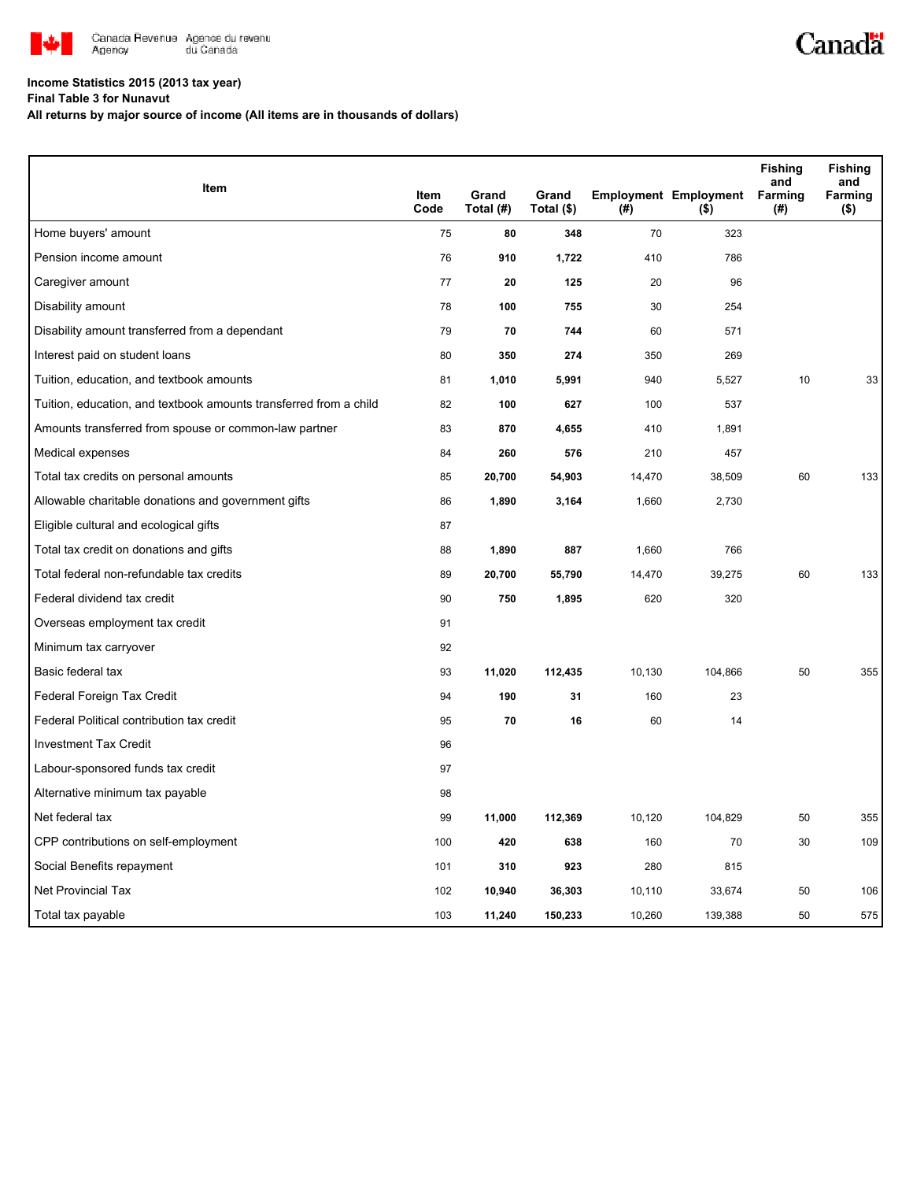Canada Revenue Agency / Agence du revenu du Canada

**Income Statistics 2015 (2013 tax year)**
**Final Table 3 for Nunavut**
**All returns by major source of income (All items are in thousands of dollars)**

| Item | Item Code | Grand Total (#) | Grand Total ($) | Employment (#) | Employment ($) | Fishing and Farming (#) | Fishing and Farming ($) |
|---|---|---|---|---|---|---|---|
| Home buyers' amount | 75 | **80** | **348** | 70 | 323 | | |
| Pension income amount | 76 | **910** | **1,722** | 410 | 786 | | |
| Caregiver amount | 77 | **20** | **125** | 20 | 96 | | |
| Disability amount | 78 | **100** | **755** | 30 | 254 | | |
| Disability amount transferred from a dependant | 79 | **70** | **744** | 60 | 571 | | |
| Interest paid on student loans | 80 | **350** | **274** | 350 | 269 | | |
| Tuition, education, and textbook amounts | 81 | **1,010** | **5,991** | 940 | 5,527 | 10 | 33 |
| Tuition, education, and textbook amounts transferred from a child | 82 | **100** | **627** | 100 | 537 | | |
| Amounts transferred from spouse or common-law partner | 83 | **870** | **4,655** | 410 | 1,891 | | |
| Medical expenses | 84 | **260** | **576** | 210 | 457 | | |
| Total tax credits on personal amounts | 85 | **20,700** | **54,903** | 14,470 | 38,509 | 60 | 133 |
| Allowable charitable donations and government gifts | 86 | **1,890** | **3,164** | 1,660 | 2,730 | | |
| Eligible cultural and ecological gifts | 87 | | | | | | |
| Total tax credit on donations and gifts | 88 | **1,890** | **887** | 1,660 | 766 | | |
| Total federal non-refundable tax credits | 89 | **20,700** | **55,790** | 14,470 | 39,275 | 60 | 133 |
| Federal dividend tax credit | 90 | **750** | **1,895** | 620 | 320 | | |
| Overseas employment tax credit | 91 | | | | | | |
| Minimum tax carryover | 92 | | | | | | |
| Basic federal tax | 93 | **11,020** | **112,435** | 10,130 | 104,866 | 50 | 355 |
| Federal Foreign Tax Credit | 94 | **190** | **31** | 160 | 23 | | |
| Federal Political contribution tax credit | 95 | **70** | **16** | 60 | 14 | | |
| Investment Tax Credit | 96 | | | | | | |
| Labour-sponsored funds tax credit | 97 | | | | | | |
| Alternative minimum tax payable | 98 | | | | | | |
| Net federal tax | 99 | **11,000** | **112,369** | 10,120 | 104,829 | 50 | 355 |
| CPP contributions on self-employment | 100 | **420** | **638** | 160 | 70 | 30 | 109 |
| Social Benefits repayment | 101 | **310** | **923** | 280 | 815 | | |
| Net Provincial Tax | 102 | **10,940** | **36,303** | 10,110 | 33,674 | 50 | 106 |
| Total tax payable | 103 | **11,240** | **150,233** | 10,260 | 139,388 | 50 | 575 |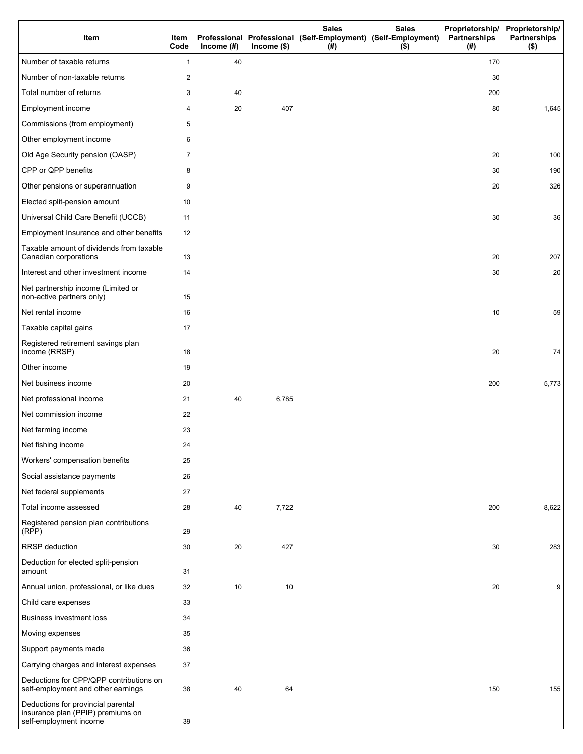| Item | Item Code | Professional Income (#) | Professional Income ($) | Sales (Self-Employment) (#) | Sales (Self-Employment) ($) | Proprietorship/ Partnerships (#) | Proprietorship/ Partnerships ($) |
|---|---|---|---|---|---|---|---|
| Number of taxable returns | 1 | 40 | | | | 170 | |
| Number of non-taxable returns | 2 | | | | | 30 | |
| Total number of returns | 3 | 40 | | | | 200 | |
| Employment income | 4 | 20 | 407 | | | 80 | 1,645 |
| Commissions (from employment) | 5 | | | | | | |
| Other employment income | 6 | | | | | | |
| Old Age Security pension (OASP) | 7 | | | | | 20 | 100 |
| CPP or QPP benefits | 8 | | | | | 30 | 190 |
| Other pensions or superannuation | 9 | | | | | 20 | 326 |
| Elected split-pension amount | 10 | | | | | | |
| Universal Child Care Benefit (UCCB) | 11 | | | | | 30 | 36 |
| Employment Insurance and other benefits | 12 | | | | | | |
| Taxable amount of dividends from taxable Canadian corporations | 13 | | | | | 20 | 207 |
| Interest and other investment income | 14 | | | | | 30 | 20 |
| Net partnership income (Limited or non-active partners only) | 15 | | | | | | |
| Net rental income | 16 | | | | | 10 | 59 |
| Taxable capital gains | 17 | | | | | | |
| Registered retirement savings plan income (RRSP) | 18 | | | | | 20 | 74 |
| Other income | 19 | | | | | | |
| Net business income | 20 | | | | | 200 | 5,773 |
| Net professional income | 21 | 40 | 6,785 | | | | |
| Net commission income | 22 | | | | | | |
| Net farming income | 23 | | | | | | |
| Net fishing income | 24 | | | | | | |
| Workers' compensation benefits | 25 | | | | | | |
| Social assistance payments | 26 | | | | | | |
| Net federal supplements | 27 | | | | | | |
| Total income assessed | 28 | 40 | 7,722 | | | 200 | 8,622 |
| Registered pension plan contributions (RPP) | 29 | | | | | | |
| RRSP deduction | 30 | 20 | 427 | | | 30 | 283 |
| Deduction for elected split-pension amount | 31 | | | | | | |
| Annual union, professional, or like dues | 32 | 10 | 10 | | | 20 | 9 |
| Child care expenses | 33 | | | | | | |
| Business investment loss | 34 | | | | | | |
| Moving expenses | 35 | | | | | | |
| Support payments made | 36 | | | | | | |
| Carrying charges and interest expenses | 37 | | | | | | |
| Deductions for CPP/QPP contributions on self-employment and other earnings | 38 | 40 | 64 | | | 150 | 155 |
| Deductions for provincial parental insurance plan (PPIP) premiums on self-employment income | 39 | | | | | | |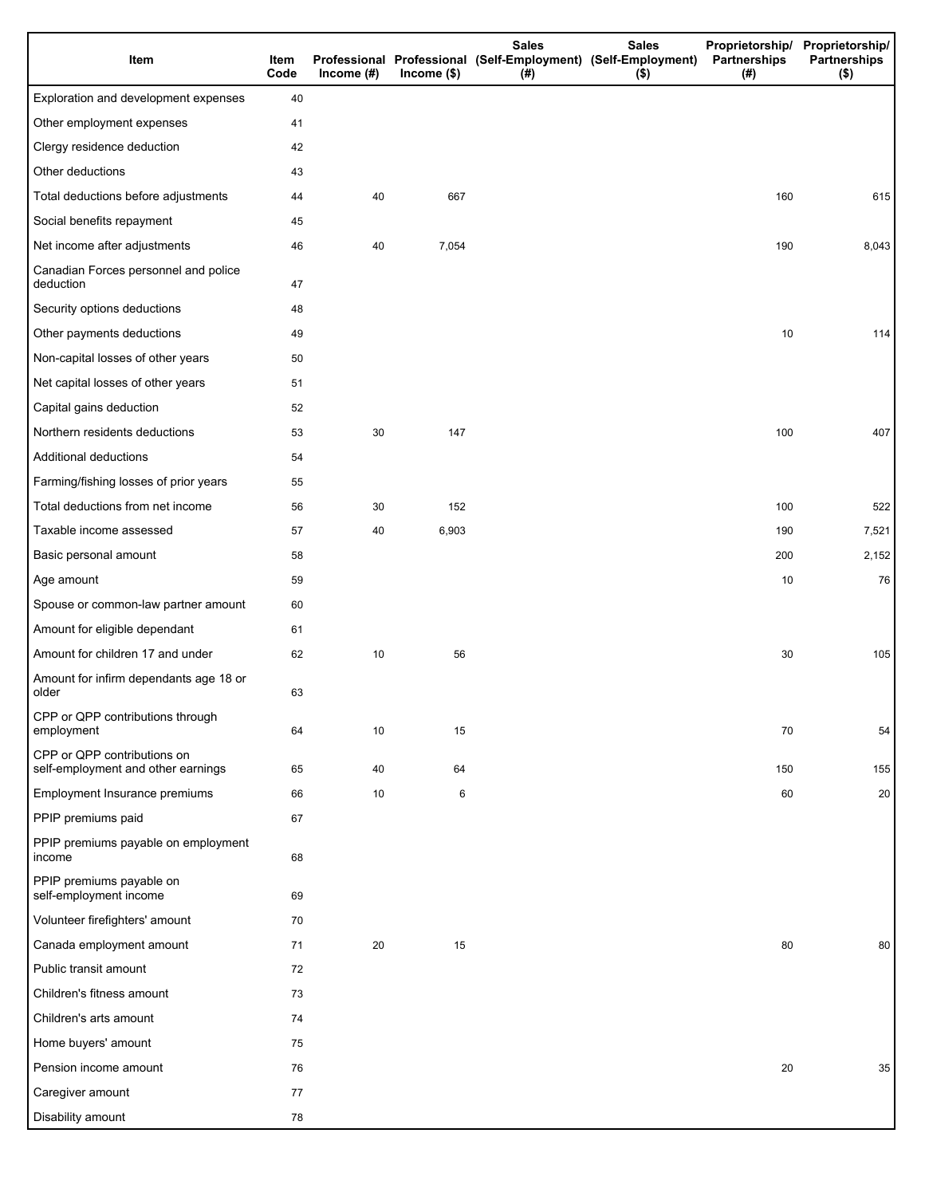| Item | Item Code | Professional Income (#) | Professional Income ($) | Sales (Self-Employment) (#) | Sales (Self-Employment) ($) | Proprietorship/ Partnerships (#) | Proprietorship/ Partnerships ($) |
|---|---|---|---|---|---|---|---|
| Exploration and development expenses | 40 | | | | | | |
| Other employment expenses | 41 | | | | | | |
| Clergy residence deduction | 42 | | | | | | |
| Other deductions | 43 | | | | | | |
| Total deductions before adjustments | 44 | 40 | 667 | | | 160 | 615 |
| Social benefits repayment | 45 | | | | | | |
| Net income after adjustments | 46 | 40 | 7,054 | | | 190 | 8,043 |
| Canadian Forces personnel and police deduction | 47 | | | | | | |
| Security options deductions | 48 | | | | | | |
| Other payments deductions | 49 | | | | | 10 | 114 |
| Non-capital losses of other years | 50 | | | | | | |
| Net capital losses of other years | 51 | | | | | | |
| Capital gains deduction | 52 | | | | | | |
| Northern residents deductions | 53 | 30 | 147 | | | 100 | 407 |
| Additional deductions | 54 | | | | | | |
| Farming/fishing losses of prior years | 55 | | | | | | |
| Total deductions from net income | 56 | 30 | 152 | | | 100 | 522 |
| Taxable income assessed | 57 | 40 | 6,903 | | | 190 | 7,521 |
| Basic personal amount | 58 | | | | | 200 | 2,152 |
| Age amount | 59 | | | | | 10 | 76 |
| Spouse or common-law partner amount | 60 | | | | | | |
| Amount for eligible dependant | 61 | | | | | | |
| Amount for children 17 and under | 62 | 10 | 56 | | | 30 | 105 |
| Amount for infirm dependants age 18 or older | 63 | | | | | | |
| CPP or QPP contributions through employment | 64 | 10 | 15 | | | 70 | 54 |
| CPP or QPP contributions on self-employment and other earnings | 65 | 40 | 64 | | | 150 | 155 |
| Employment Insurance premiums | 66 | 10 | 6 | | | 60 | 20 |
| PPIP premiums paid | 67 | | | | | | |
| PPIP premiums payable on employment income | 68 | | | | | | |
| PPIP premiums payable on self-employment income | 69 | | | | | | |
| Volunteer firefighters' amount | 70 | | | | | | |
| Canada employment amount | 71 | 20 | 15 | | | 80 | 80 |
| Public transit amount | 72 | | | | | | |
| Children's fitness amount | 73 | | | | | | |
| Children's arts amount | 74 | | | | | | |
| Home buyers' amount | 75 | | | | | | |
| Pension income amount | 76 | | | | | 20 | 35 |
| Caregiver amount | 77 | | | | | | |
| Disability amount | 78 | | | | | | |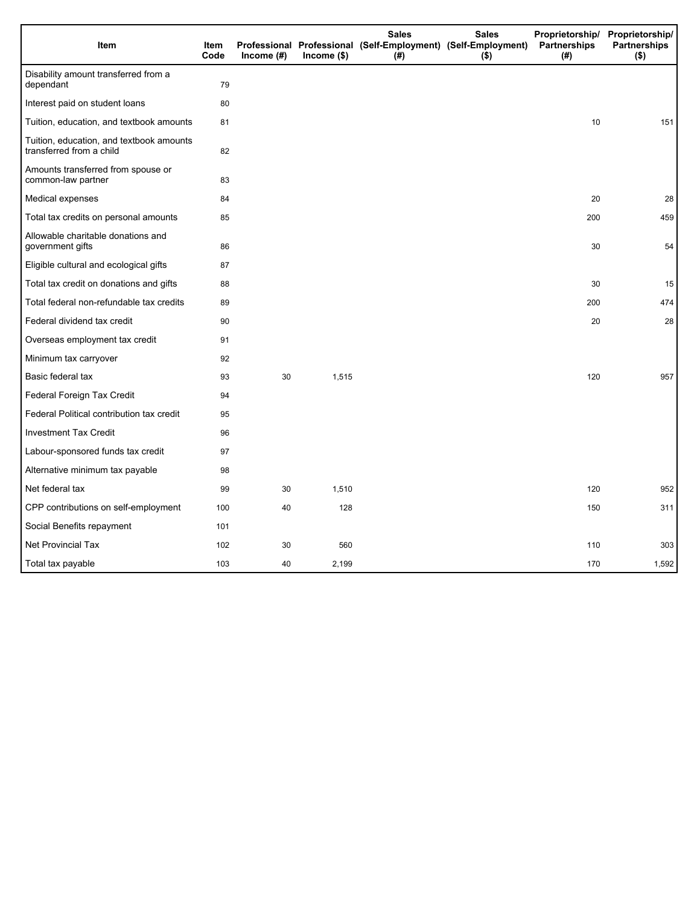| Item | Item Code | Professional Income (#) | Professional Income ($) | Sales (Self-Employment) (#) | Sales (Self-Employment) ($) | Proprietorship/ Partnerships (#) | Proprietorship/ Partnerships ($) |
|---|---|---|---|---|---|---|---|
| Disability amount transferred from a dependant | 79 | | | | | | |
| Interest paid on student loans | 80 | | | | | | |
| Tuition, education, and textbook amounts | 81 | | | | | 10 | 151 |
| Tuition, education, and textbook amounts transferred from a child | 82 | | | | | | |
| Amounts transferred from spouse or common-law partner | 83 | | | | | | |
| Medical expenses | 84 | | | | | 20 | 28 |
| Total tax credits on personal amounts | 85 | | | | | 200 | 459 |
| Allowable charitable donations and government gifts | 86 | | | | | 30 | 54 |
| Eligible cultural and ecological gifts | 87 | | | | | | |
| Total tax credit on donations and gifts | 88 | | | | | 30 | 15 |
| Total federal non-refundable tax credits | 89 | | | | | 200 | 474 |
| Federal dividend tax credit | 90 | | | | | 20 | 28 |
| Overseas employment tax credit | 91 | | | | | | |
| Minimum tax carryover | 92 | | | | | | |
| Basic federal tax | 93 | 30 | 1,515 | | | 120 | 957 |
| Federal Foreign Tax Credit | 94 | | | | | | |
| Federal Political contribution tax credit | 95 | | | | | | |
| Investment Tax Credit | 96 | | | | | | |
| Labour-sponsored funds tax credit | 97 | | | | | | |
| Alternative minimum tax payable | 98 | | | | | | |
| Net federal tax | 99 | 30 | 1,510 | | | 120 | 952 |
| CPP contributions on self-employment | 100 | 40 | 128 | | | 150 | 311 |
| Social Benefits repayment | 101 | | | | | | |
| Net Provincial Tax | 102 | 30 | 560 | | | 110 | 303 |
| Total tax payable | 103 | 40 | 2,199 | | | 170 | 1,592 |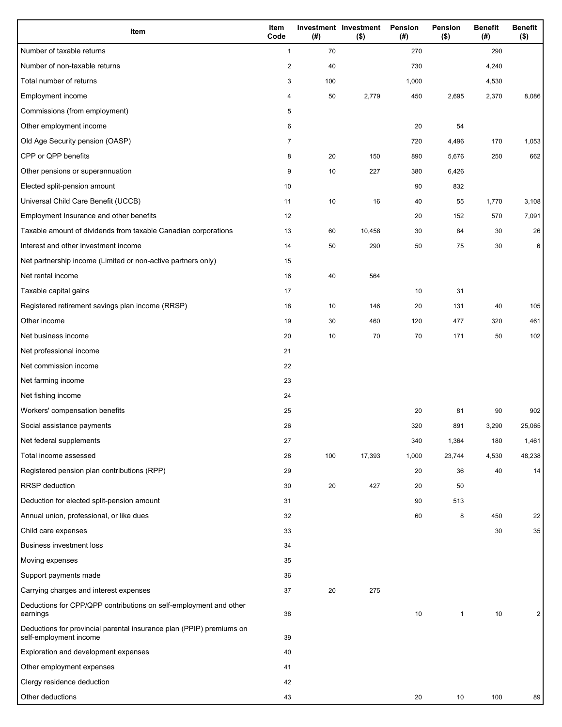| Item | Item Code | Investment (#) | Investment ($) | Pension (#) | Pension ($) | Benefit (#) | Benefit ($) |
|---|---|---|---|---|---|---|---|
| Number of taxable returns | 1 | 70 | | 270 | | 290 | |
| Number of non-taxable returns | 2 | 40 | | 730 | | 4,240 | |
| Total number of returns | 3 | 100 | | 1,000 | | 4,530 | |
| Employment income | 4 | 50 | 2,779 | 450 | 2,695 | 2,370 | 8,086 |
| Commissions (from employment) | 5 | | | | | | |
| Other employment income | 6 | | | 20 | 54 | | |
| Old Age Security pension (OASP) | 7 | | | 720 | 4,496 | 170 | 1,053 |
| CPP or QPP benefits | 8 | 20 | 150 | 890 | 5,676 | 250 | 662 |
| Other pensions or superannuation | 9 | 10 | 227 | 380 | 6,426 | | |
| Elected split-pension amount | 10 | | | 90 | 832 | | |
| Universal Child Care Benefit (UCCB) | 11 | 10 | 16 | 40 | 55 | 1,770 | 3,108 |
| Employment Insurance and other benefits | 12 | | | 20 | 152 | 570 | 7,091 |
| Taxable amount of dividends from taxable Canadian corporations | 13 | 60 | 10,458 | 30 | 84 | 30 | 26 |
| Interest and other investment income | 14 | 50 | 290 | 50 | 75 | 30 | 6 |
| Net partnership income (Limited or non-active partners only) | 15 | | | | | | |
| Net rental income | 16 | 40 | 564 | | | | |
| Taxable capital gains | 17 | | | 10 | 31 | | |
| Registered retirement savings plan income (RRSP) | 18 | 10 | 146 | 20 | 131 | 40 | 105 |
| Other income | 19 | 30 | 460 | 120 | 477 | 320 | 461 |
| Net business income | 20 | 10 | 70 | 70 | 171 | 50 | 102 |
| Net professional income | 21 | | | | | | |
| Net commission income | 22 | | | | | | |
| Net farming income | 23 | | | | | | |
| Net fishing income | 24 | | | | | | |
| Workers' compensation benefits | 25 | | | 20 | 81 | 90 | 902 |
| Social assistance payments | 26 | | | 320 | 891 | 3,290 | 25,065 |
| Net federal supplements | 27 | | | 340 | 1,364 | 180 | 1,461 |
| Total income assessed | 28 | 100 | 17,393 | 1,000 | 23,744 | 4,530 | 48,238 |
| Registered pension plan contributions (RPP) | 29 | | | 20 | 36 | 40 | 14 |
| RRSP deduction | 30 | 20 | 427 | 20 | 50 | | |
| Deduction for elected split-pension amount | 31 | | | 90 | 513 | | |
| Annual union, professional, or like dues | 32 | | | 60 | 8 | 450 | 22 |
| Child care expenses | 33 | | | | | 30 | 35 |
| Business investment loss | 34 | | | | | | |
| Moving expenses | 35 | | | | | | |
| Support payments made | 36 | | | | | | |
| Carrying charges and interest expenses | 37 | 20 | 275 | | | | |
| Deductions for CPP/QPP contributions on self-employment and other earnings | 38 | | | 10 | 1 | 10 | 2 |
| Deductions for provincial parental insurance plan (PPIP) premiums on self-employment income | 39 | | | | | | |
| Exploration and development expenses | 40 | | | | | | |
| Other employment expenses | 41 | | | | | | |
| Clergy residence deduction | 42 | | | | | | |
| Other deductions | 43 | | | 20 | 10 | 100 | 89 |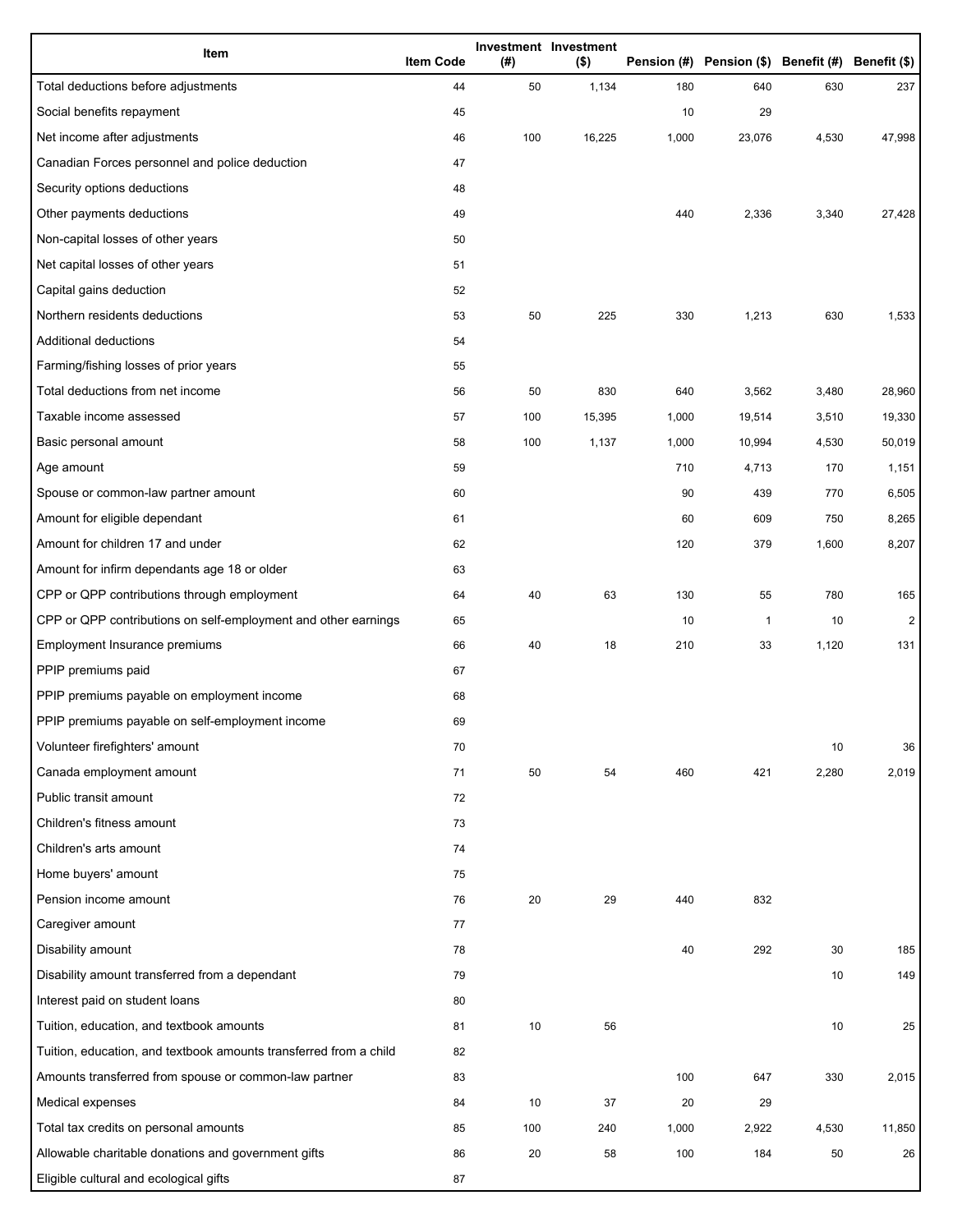| Item | Item Code | Investment (#) | Investment ($) | Pension (#) | Pension ($) | Benefit (#) | Benefit ($) |
|---|---|---|---|---|---|---|---|
| Total deductions before adjustments | 44 | 50 | 1,134 | 180 | 640 | 630 | 237 |
| Social benefits repayment | 45 | | | 10 | 29 | | |
| Net income after adjustments | 46 | 100 | 16,225 | 1,000 | 23,076 | 4,530 | 47,998 |
| Canadian Forces personnel and police deduction | 47 | | | | | | |
| Security options deductions | 48 | | | | | | |
| Other payments deductions | 49 | | | 440 | 2,336 | 3,340 | 27,428 |
| Non-capital losses of other years | 50 | | | | | | |
| Net capital losses of other years | 51 | | | | | | |
| Capital gains deduction | 52 | | | | | | |
| Northern residents deductions | 53 | 50 | 225 | 330 | 1,213 | 630 | 1,533 |
| Additional deductions | 54 | | | | | | |
| Farming/fishing losses of prior years | 55 | | | | | | |
| Total deductions from net income | 56 | 50 | 830 | 640 | 3,562 | 3,480 | 28,960 |
| Taxable income assessed | 57 | 100 | 15,395 | 1,000 | 19,514 | 3,510 | 19,330 |
| Basic personal amount | 58 | 100 | 1,137 | 1,000 | 10,994 | 4,530 | 50,019 |
| Age amount | 59 | | | 710 | 4,713 | 170 | 1,151 |
| Spouse or common-law partner amount | 60 | | | 90 | 439 | 770 | 6,505 |
| Amount for eligible dependant | 61 | | | 60 | 609 | 750 | 8,265 |
| Amount for children 17 and under | 62 | | | 120 | 379 | 1,600 | 8,207 |
| Amount for infirm dependants age 18 or older | 63 | | | | | | |
| CPP or QPP contributions through employment | 64 | 40 | 63 | 130 | 55 | 780 | 165 |
| CPP or QPP contributions on self-employment and other earnings | 65 | | | 10 | 1 | 10 | 2 |
| Employment Insurance premiums | 66 | 40 | 18 | 210 | 33 | 1,120 | 131 |
| PPIP premiums paid | 67 | | | | | | |
| PPIP premiums payable on employment income | 68 | | | | | | |
| PPIP premiums payable on self-employment income | 69 | | | | | | |
| Volunteer firefighters' amount | 70 | | | | | 10 | 36 |
| Canada employment amount | 71 | 50 | 54 | 460 | 421 | 2,280 | 2,019 |
| Public transit amount | 72 | | | | | | |
| Children's fitness amount | 73 | | | | | | |
| Children's arts amount | 74 | | | | | | |
| Home buyers' amount | 75 | | | | | | |
| Pension income amount | 76 | 20 | 29 | 440 | 832 | | |
| Caregiver amount | 77 | | | | | | |
| Disability amount | 78 | | | 40 | 292 | 30 | 185 |
| Disability amount transferred from a dependant | 79 | | | | | 10 | 149 |
| Interest paid on student loans | 80 | | | | | | |
| Tuition, education, and textbook amounts | 81 | 10 | 56 | | | 10 | 25 |
| Tuition, education, and textbook amounts transferred from a child | 82 | | | | | | |
| Amounts transferred from spouse or common-law partner | 83 | | | 100 | 647 | 330 | 2,015 |
| Medical expenses | 84 | 10 | 37 | 20 | 29 | | |
| Total tax credits on personal amounts | 85 | 100 | 240 | 1,000 | 2,922 | 4,530 | 11,850 |
| Allowable charitable donations and government gifts | 86 | 20 | 58 | 100 | 184 | 50 | 26 |
| Eligible cultural and ecological gifts | 87 | | | | | | |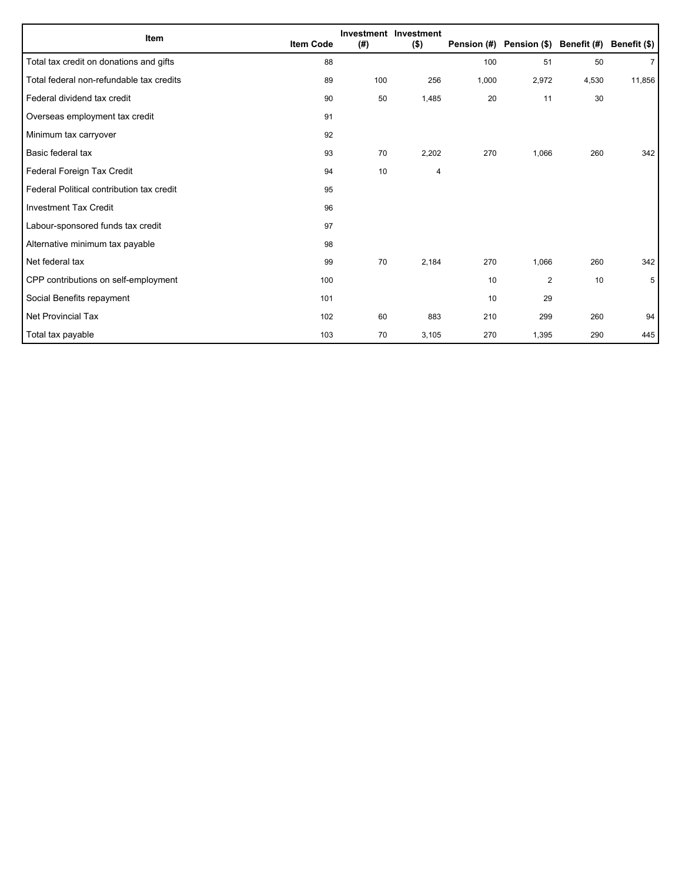| Item | Item Code | Investment (#) | Investment ($) | Pension (#) | Pension ($) | Benefit (#) | Benefit ($) |
|---|---|---|---|---|---|---|---|
| Total tax credit on donations and gifts | 88 | | | 100 | 51 | 50 | 7 |
| Total federal non-refundable tax credits | 89 | 100 | 256 | 1,000 | 2,972 | 4,530 | 11,856 |
| Federal dividend tax credit | 90 | 50 | 1,485 | 20 | 11 | 30 | |
| Overseas employment tax credit | 91 | | | | | | |
| Minimum tax carryover | 92 | | | | | | |
| Basic federal tax | 93 | 70 | 2,202 | 270 | 1,066 | 260 | 342 |
| Federal Foreign Tax Credit | 94 | 10 | 4 | | | | |
| Federal Political contribution tax credit | 95 | | | | | | |
| Investment Tax Credit | 96 | | | | | | |
| Labour-sponsored funds tax credit | 97 | | | | | | |
| Alternative minimum tax payable | 98 | | | | | | |
| Net federal tax | 99 | 70 | 2,184 | 270 | 1,066 | 260 | 342 |
| CPP contributions on self-employment | 100 | | | 10 | 2 | 10 | 5 |
| Social Benefits repayment | 101 | | | 10 | 29 | | |
| Net Provincial Tax | 102 | 60 | 883 | 210 | 299 | 260 | 94 |
| Total tax payable | 103 | 70 | 3,105 | 270 | 1,395 | 290 | 445 |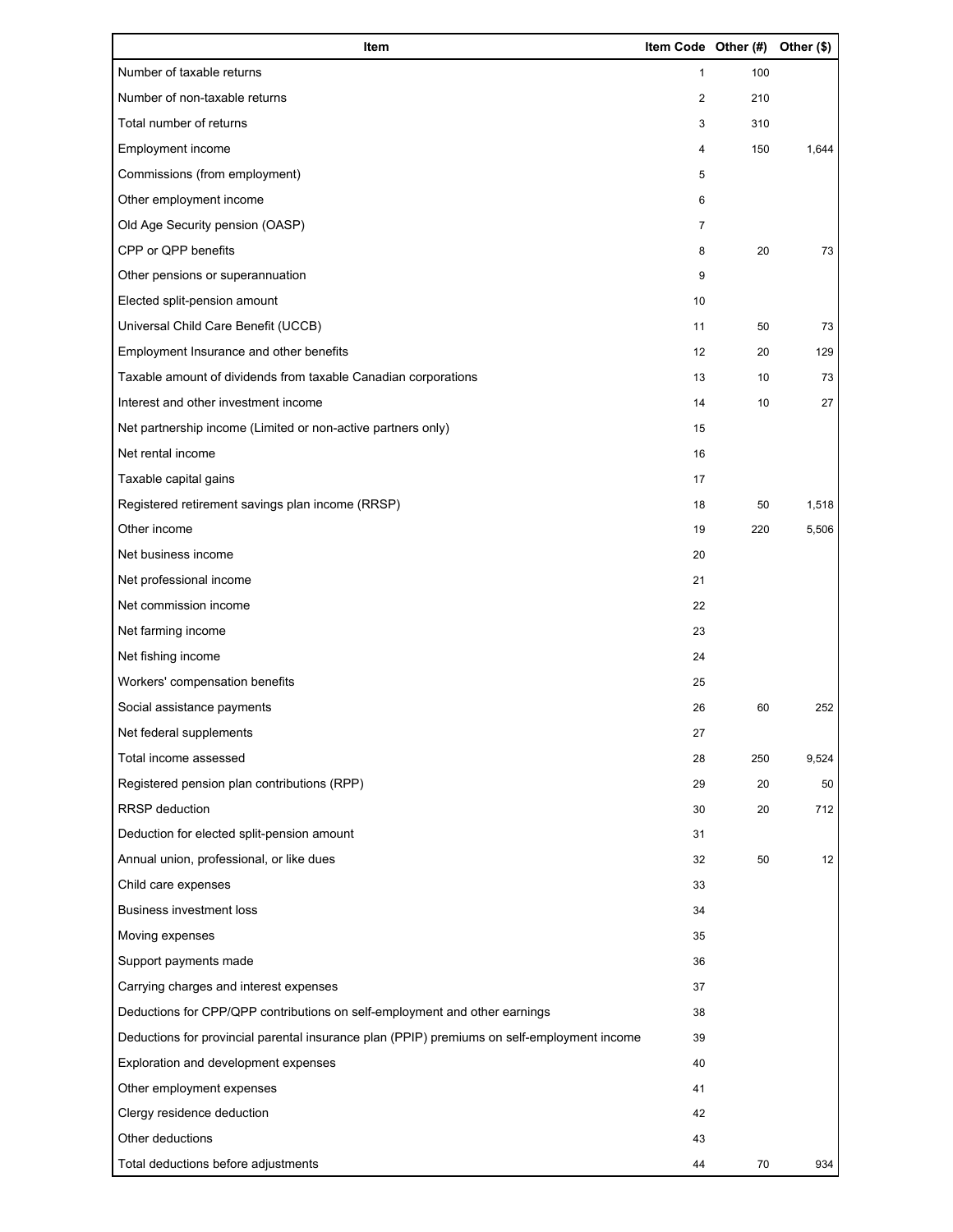| Item | Item Code | Other (#) | Other ($) |
| --- | --- | --- | --- |
| Number of taxable returns | 1 | 100 | |
| Number of non-taxable returns | 2 | 210 | |
| Total number of returns | 3 | 310 | |
| Employment income | 4 | 150 | 1,644 |
| Commissions (from employment) | 5 | | |
| Other employment income | 6 | | |
| Old Age Security pension (OASP) | 7 | | |
| CPP or QPP benefits | 8 | 20 | 73 |
| Other pensions or superannuation | 9 | | |
| Elected split-pension amount | 10 | | |
| Universal Child Care Benefit (UCCB) | 11 | 50 | 73 |
| Employment Insurance and other benefits | 12 | 20 | 129 |
| Taxable amount of dividends from taxable Canadian corporations | 13 | 10 | 73 |
| Interest and other investment income | 14 | 10 | 27 |
| Net partnership income (Limited or non-active partners only) | 15 | | |
| Net rental income | 16 | | |
| Taxable capital gains | 17 | | |
| Registered retirement savings plan income (RRSP) | 18 | 50 | 1,518 |
| Other income | 19 | 220 | 5,506 |
| Net business income | 20 | | |
| Net professional income | 21 | | |
| Net commission income | 22 | | |
| Net farming income | 23 | | |
| Net fishing income | 24 | | |
| Workers' compensation benefits | 25 | | |
| Social assistance payments | 26 | 60 | 252 |
| Net federal supplements | 27 | | |
| Total income assessed | 28 | 250 | 9,524 |
| Registered pension plan contributions (RPP) | 29 | 20 | 50 |
| RRSP deduction | 30 | 20 | 712 |
| Deduction for elected split-pension amount | 31 | | |
| Annual union, professional, or like dues | 32 | 50 | 12 |
| Child care expenses | 33 | | |
| Business investment loss | 34 | | |
| Moving expenses | 35 | | |
| Support payments made | 36 | | |
| Carrying charges and interest expenses | 37 | | |
| Deductions for CPP/QPP contributions on self-employment and other earnings | 38 | | |
| Deductions for provincial parental insurance plan (PPIP) premiums on self-employment income | 39 | | |
| Exploration and development expenses | 40 | | |
| Other employment expenses | 41 | | |
| Clergy residence deduction | 42 | | |
| Other deductions | 43 | | |
| Total deductions before adjustments | 44 | 70 | 934 |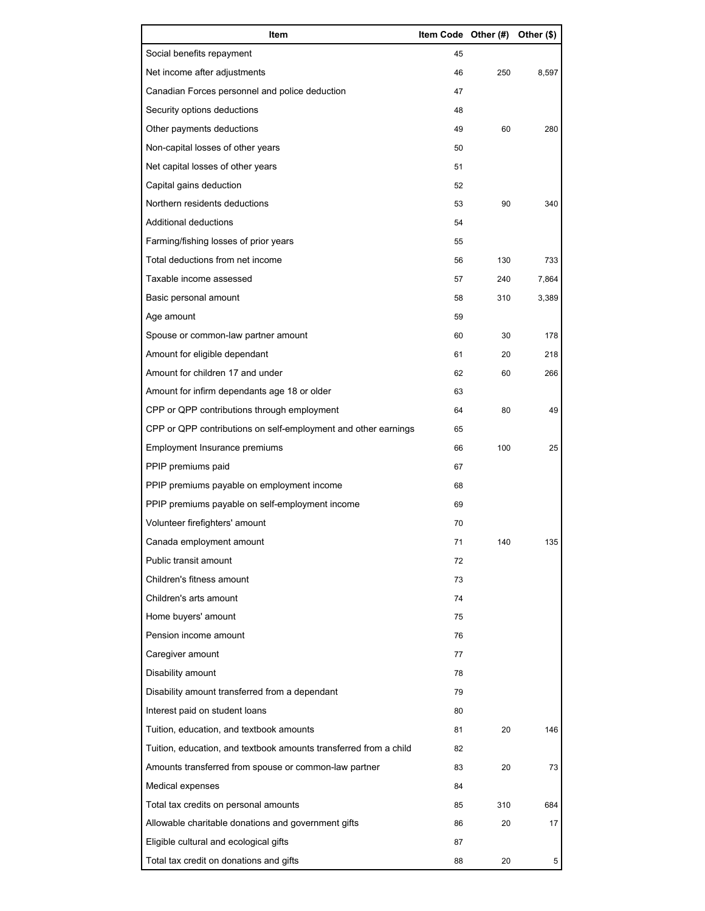| Item | Item Code | Other (#) | Other ($) |
| --- | --- | --- | --- |
| Social benefits repayment | 45 | | |
| Net income after adjustments | 46 | 250 | 8,597 |
| Canadian Forces personnel and police deduction | 47 | | |
| Security options deductions | 48 | | |
| Other payments deductions | 49 | 60 | 280 |
| Non-capital losses of other years | 50 | | |
| Net capital losses of other years | 51 | | |
| Capital gains deduction | 52 | | |
| Northern residents deductions | 53 | 90 | 340 |
| Additional deductions | 54 | | |
| Farming/fishing losses of prior years | 55 | | |
| Total deductions from net income | 56 | 130 | 733 |
| Taxable income assessed | 57 | 240 | 7,864 |
| Basic personal amount | 58 | 310 | 3,389 |
| Age amount | 59 | | |
| Spouse or common-law partner amount | 60 | 30 | 178 |
| Amount for eligible dependant | 61 | 20 | 218 |
| Amount for children 17 and under | 62 | 60 | 266 |
| Amount for infirm dependants age 18 or older | 63 | | |
| CPP or QPP contributions through employment | 64 | 80 | 49 |
| CPP or QPP contributions on self-employment and other earnings | 65 | | |
| Employment Insurance premiums | 66 | 100 | 25 |
| PPIP premiums paid | 67 | | |
| PPIP premiums payable on employment income | 68 | | |
| PPIP premiums payable on self-employment income | 69 | | |
| Volunteer firefighters' amount | 70 | | |
| Canada employment amount | 71 | 140 | 135 |
| Public transit amount | 72 | | |
| Children's fitness amount | 73 | | |
| Children's arts amount | 74 | | |
| Home buyers' amount | 75 | | |
| Pension income amount | 76 | | |
| Caregiver amount | 77 | | |
| Disability amount | 78 | | |
| Disability amount transferred from a dependant | 79 | | |
| Interest paid on student loans | 80 | | |
| Tuition, education, and textbook amounts | 81 | 20 | 146 |
| Tuition, education, and textbook amounts transferred from a child | 82 | | |
| Amounts transferred from spouse or common-law partner | 83 | 20 | 73 |
| Medical expenses | 84 | | |
| Total tax credits on personal amounts | 85 | 310 | 684 |
| Allowable charitable donations and government gifts | 86 | 20 | 17 |
| Eligible cultural and ecological gifts | 87 | | |
| Total tax credit on donations and gifts | 88 | 20 | 5 |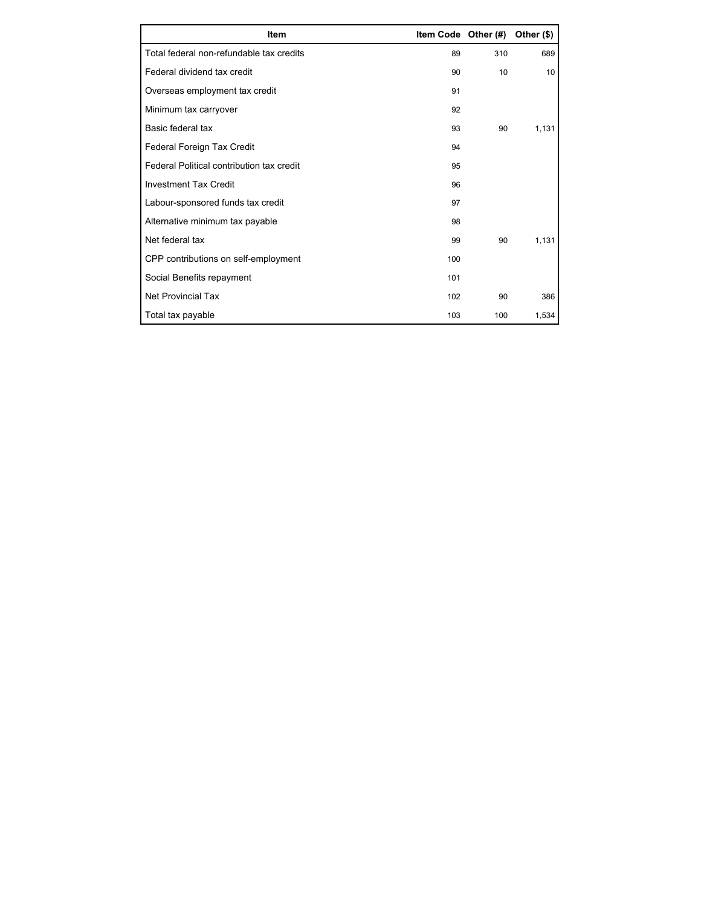| Item | Item Code | Other (#) | Other ($) |
| --- | --- | --- | --- |
| Total federal non-refundable tax credits | 89 | 310 | 689 |
| Federal dividend tax credit | 90 | 10 | 10 |
| Overseas employment tax credit | 91 | | |
| Minimum tax carryover | 92 | | |
| Basic federal tax | 93 | 90 | 1,131 |
| Federal Foreign Tax Credit | 94 | | |
| Federal Political contribution tax credit | 95 | | |
| Investment Tax Credit | 96 | | |
| Labour-sponsored funds tax credit | 97 | | |
| Alternative minimum tax payable | 98 | | |
| Net federal tax | 99 | 90 | 1,131 |
| CPP contributions on self-employment | 100 | | |
| Social Benefits repayment | 101 | | |
| Net Provincial Tax | 102 | 90 | 386 |
| Total tax payable | 103 | 100 | 1,534 |